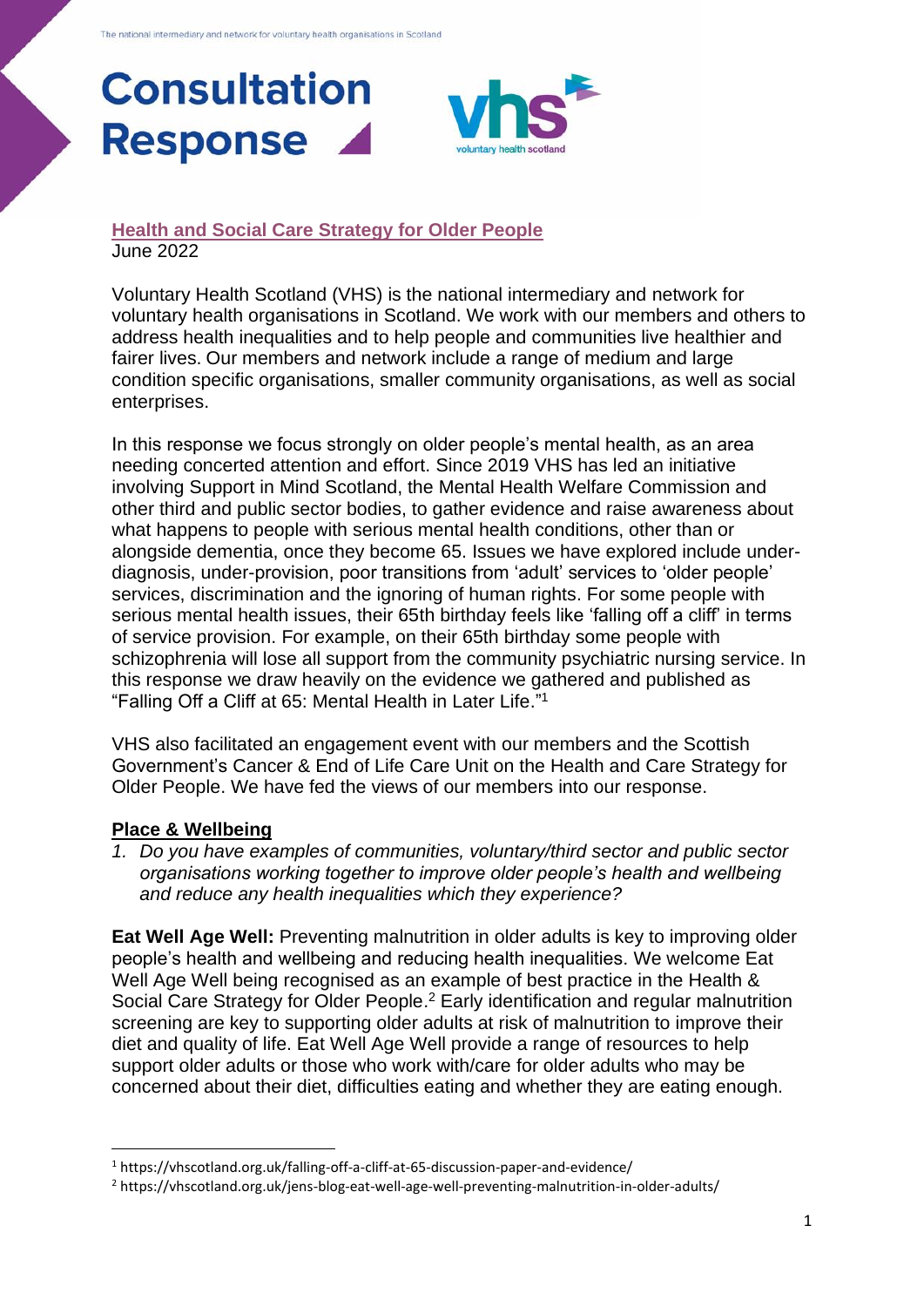The national intermediary and network for voluntary health organisations in Scotland

# Consultation Response

## Health and Social Care Strategy for Older People

June 2022

Voluntary Health Scotland (VHS) is the national intermediary and network for voluntary health organisations in Scotland. We work with our members and others to address health inequalities and to help people and communities live healthier and fairer lives. Our members and network include a range of medium and large condition specific organisations, smaller community organisations, as well as social enterprises.

In this response we focus strongly on older people's mental health, as an area needing concerted attention and effort. Since 2019 VHS has led an initiative involving Support in Mind Scotland, the Mental Health Welfare Commission and other third and public sector bodies, to gather evidence and raise awareness about what happens to people with serious mental health conditions, other than or alongside dementia, once they become 65. Issues we have explored include under-diagnosis, under-provision, poor transitions from 'adult' services to 'older people' services, discrimination and the ignoring of human rights. For some people with serious mental health issues, their 65th birthday feels like 'falling off a cliff' in terms of service provision. For example, on their 65th birthday some people with schizophrenia will lose all support from the community psychiatric nursing service. In this response we draw heavily on the evidence we gathered and published as "Falling Off a Cliff at 65: Mental Health in Later Life."[1]

VHS also facilitated an engagement event with our members and the Scottish Government's Cancer & End of Life Care Unit on the Health and Care Strategy for Older People. We have fed the views of our members into our response.

### Place & Wellbeing

1. *Do you have examples of communities, voluntary/third sector and public sector organisations working together to improve older people's health and wellbeing and reduce any health inequalities which they experience?*

**Eat Well Age Well:** Preventing malnutrition in older adults is key to improving older people's health and wellbeing and reducing health inequalities. We welcome Eat Well Age Well being recognised as an example of best practice in the Health & Social Care Strategy for Older People.[2] Early identification and regular malnutrition screening are key to supporting older adults at risk of malnutrition to improve their diet and quality of life. Eat Well Age Well provide a range of resources to help support older adults or those who work with/care for older adults who may be concerned about their diet, difficulties eating and whether they are eating enough.

---

[1] https://vhscotland.org.uk/falling-off-a-cliff-at-65-discussion-paper-and-evidence/

[2] https://vhscotland.org.uk/jens-blog-eat-well-age-well-preventing-malnutrition-in-older-adults/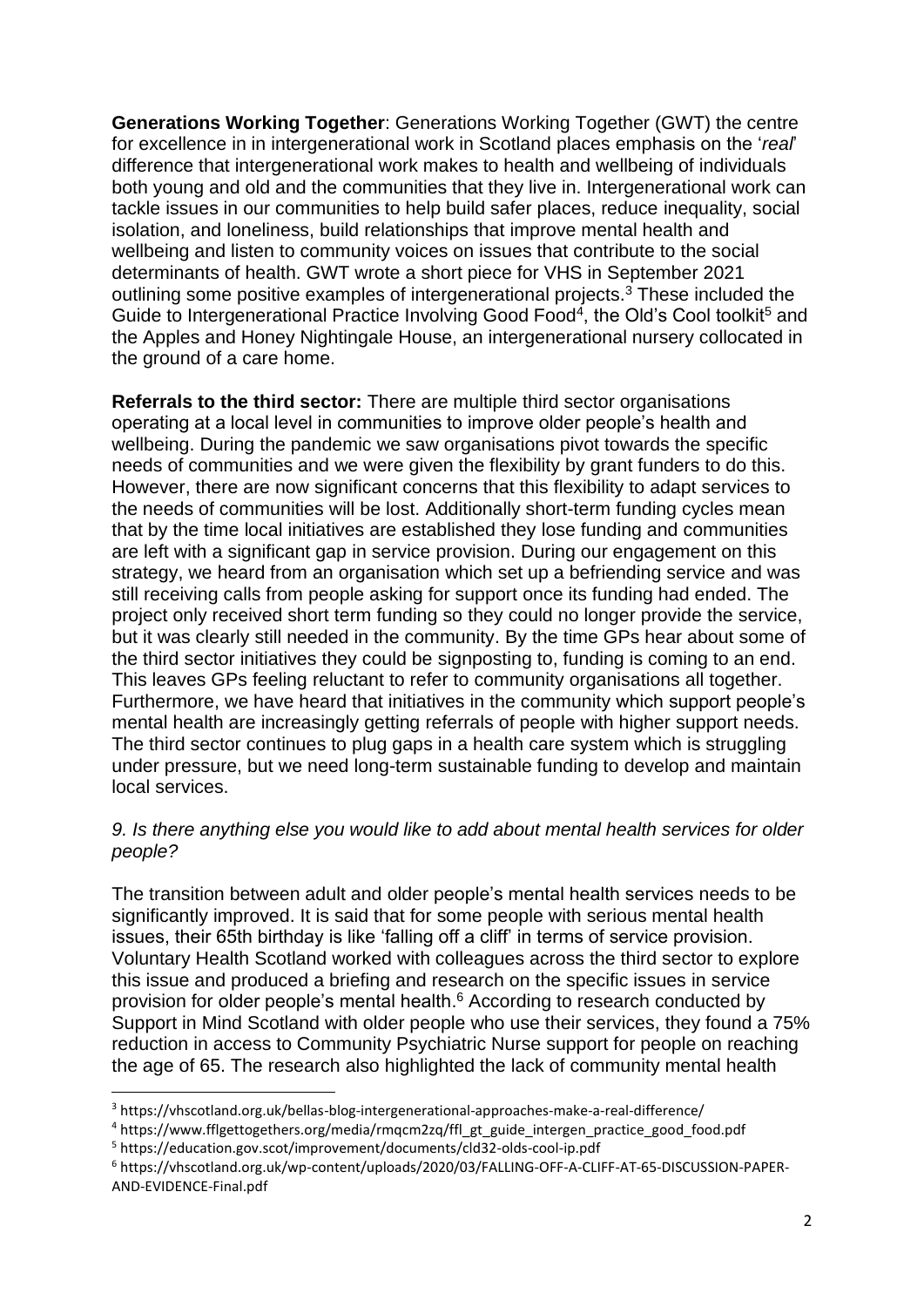**Generations Working Together**: Generations Working Together (GWT) the centre for excellence in in intergenerational work in Scotland places emphasis on the '*real*' difference that intergenerational work makes to health and wellbeing of individuals both young and old and the communities that they live in. Intergenerational work can tackle issues in our communities to help build safer places, reduce inequality, social isolation, and loneliness, build relationships that improve mental health and wellbeing and listen to community voices on issues that contribute to the social determinants of health. GWT wrote a short piece for VHS in September 2021 outlining some positive examples of intergenerational projects.[3] These included the Guide to Intergenerational Practice Involving Good Food[4], the Old's Cool toolkit[5] and the Apples and Honey Nightingale House, an intergenerational nursery collocated in the ground of a care home.

**Referrals to the third sector:** There are multiple third sector organisations operating at a local level in communities to improve older people's health and wellbeing. During the pandemic we saw organisations pivot towards the specific needs of communities and we were given the flexibility by grant funders to do this. However, there are now significant concerns that this flexibility to adapt services to the needs of communities will be lost. Additionally short-term funding cycles mean that by the time local initiatives are established they lose funding and communities are left with a significant gap in service provision. During our engagement on this strategy, we heard from an organisation which set up a befriending service and was still receiving calls from people asking for support once its funding had ended. The project only received short term funding so they could no longer provide the service, but it was clearly still needed in the community. By the time GPs hear about some of the third sector initiatives they could be signposting to, funding is coming to an end. This leaves GPs feeling reluctant to refer to community organisations all together. Furthermore, we have heard that initiatives in the community which support people's mental health are increasingly getting referrals of people with higher support needs. The third sector continues to plug gaps in a health care system which is struggling under pressure, but we need long-term sustainable funding to develop and maintain local services.

*9. Is there anything else you would like to add about mental health services for older people?*

The transition between adult and older people's mental health services needs to be significantly improved. It is said that for some people with serious mental health issues, their 65th birthday is like 'falling off a cliff' in terms of service provision. Voluntary Health Scotland worked with colleagues across the third sector to explore this issue and produced a briefing and research on the specific issues in service provision for older people's mental health.[6] According to research conducted by Support in Mind Scotland with older people who use their services, they found a 75% reduction in access to Community Psychiatric Nurse support for people on reaching the age of 65. The research also highlighted the lack of community mental health

---

[3] https://vhscotland.org.uk/bellas-blog-intergenerational-approaches-make-a-real-difference/

[4] https://www.fflgettogethers.org/media/rmqcm2zq/ffl_gt_guide_intergen_practice_good_food.pdf

[5] https://education.gov.scot/improvement/documents/cld32-olds-cool-ip.pdf

[6] https://vhscotland.org.uk/wp-content/uploads/2020/03/FALLING-OFF-A-CLIFF-AT-65-DISCUSSION-PAPER-AND-EVIDENCE-Final.pdf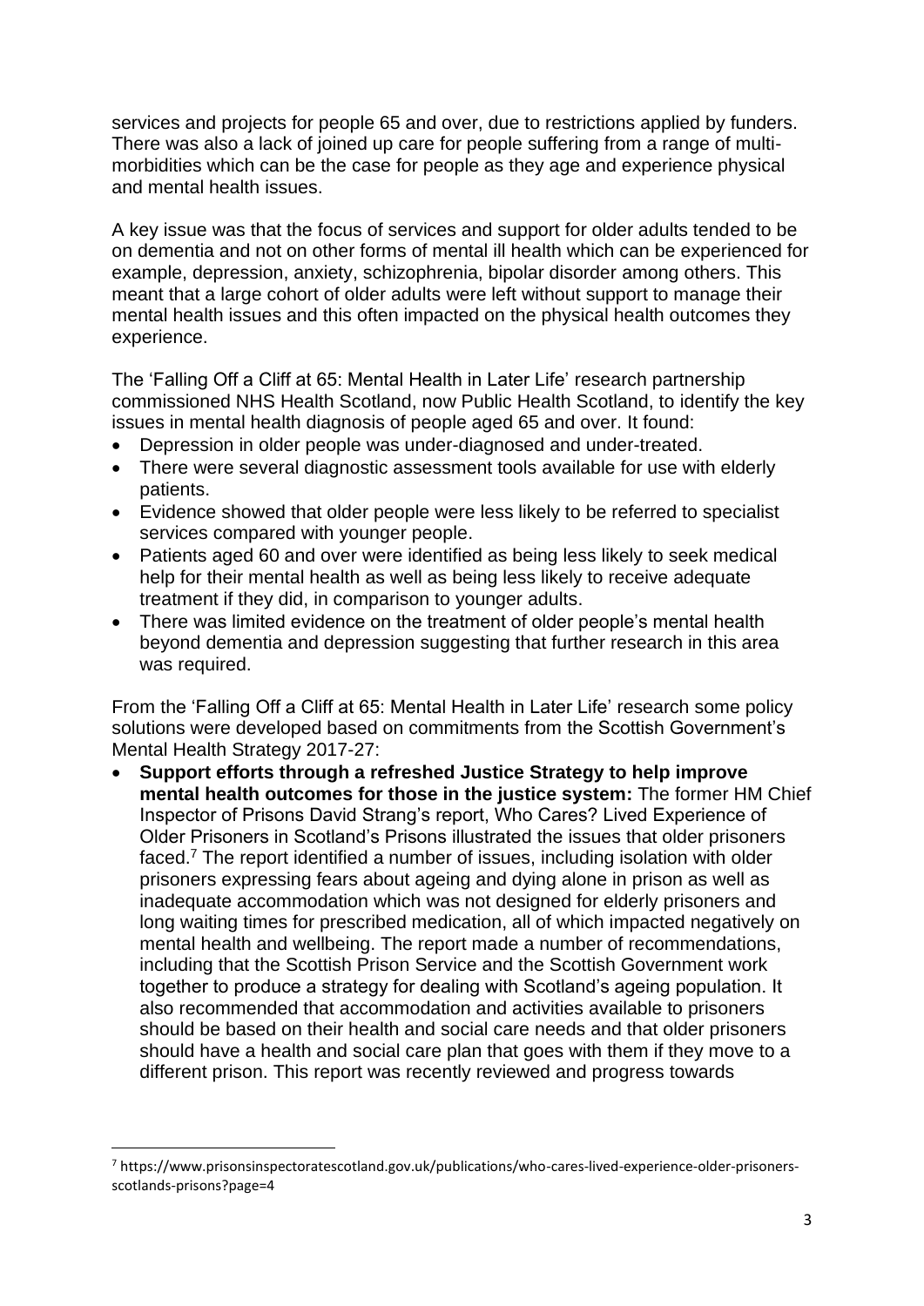services and projects for people 65 and over, due to restrictions applied by funders. There was also a lack of joined up care for people suffering from a range of multi-morbidities which can be the case for people as they age and experience physical and mental health issues.

A key issue was that the focus of services and support for older adults tended to be on dementia and not on other forms of mental ill health which can be experienced for example, depression, anxiety, schizophrenia, bipolar disorder among others. This meant that a large cohort of older adults were left without support to manage their mental health issues and this often impacted on the physical health outcomes they experience.

The 'Falling Off a Cliff at 65: Mental Health in Later Life' research partnership commissioned NHS Health Scotland, now Public Health Scotland, to identify the key issues in mental health diagnosis of people aged 65 and over. It found:

- Depression in older people was under-diagnosed and under-treated.
- There were several diagnostic assessment tools available for use with elderly patients.
- Evidence showed that older people were less likely to be referred to specialist services compared with younger people.
- Patients aged 60 and over were identified as being less likely to seek medical help for their mental health as well as being less likely to receive adequate treatment if they did, in comparison to younger adults.
- There was limited evidence on the treatment of older people's mental health beyond dementia and depression suggesting that further research in this area was required.

From the 'Falling Off a Cliff at 65: Mental Health in Later Life' research some policy solutions were developed based on commitments from the Scottish Government's Mental Health Strategy 2017-27:

- **Support efforts through a refreshed Justice Strategy to help improve mental health outcomes for those in the justice system:** The former HM Chief Inspector of Prisons David Strang's report, Who Cares? Lived Experience of Older Prisoners in Scotland's Prisons illustrated the issues that older prisoners faced.[7] The report identified a number of issues, including isolation with older prisoners expressing fears about ageing and dying alone in prison as well as inadequate accommodation which was not designed for elderly prisoners and long waiting times for prescribed medication, all of which impacted negatively on mental health and wellbeing. The report made a number of recommendations, including that the Scottish Prison Service and the Scottish Government work together to produce a strategy for dealing with Scotland's ageing population. It also recommended that accommodation and activities available to prisoners should be based on their health and social care needs and that older prisoners should have a health and social care plan that goes with them if they move to a different prison. This report was recently reviewed and progress towards

[7] https://www.prisonsinspectoratescotland.gov.uk/publications/who-cares-lived-experience-older-prisoners-scotlands-prisons?page=4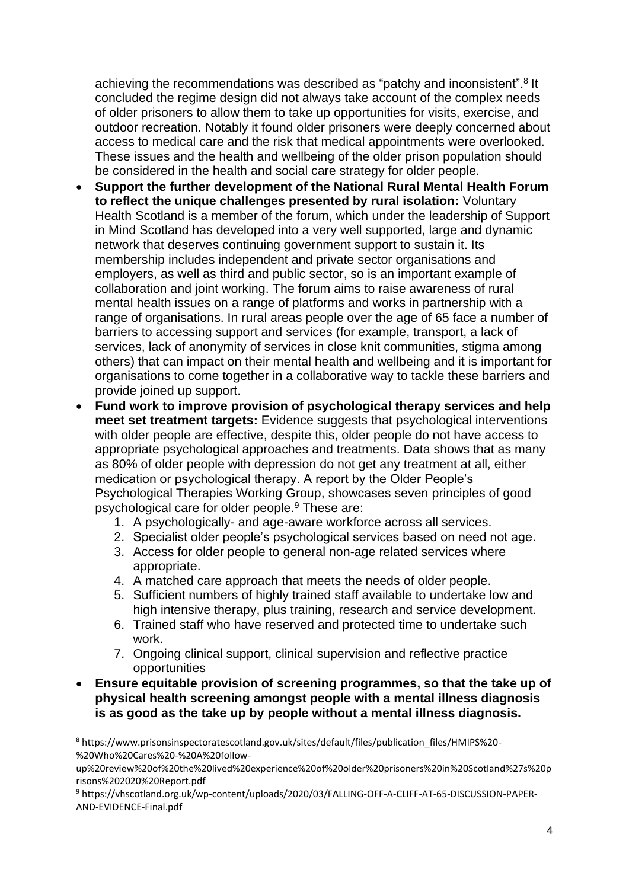achieving the recommendations was described as "patchy and inconsistent".[8] It concluded the regime design did not always take account of the complex needs of older prisoners to allow them to take up opportunities for visits, exercise, and outdoor recreation. Notably it found older prisoners were deeply concerned about access to medical care and the risk that medical appointments were overlooked. These issues and the health and wellbeing of the older prison population should be considered in the health and social care strategy for older people.

- **Support the further development of the National Rural Mental Health Forum to reflect the unique challenges presented by rural isolation:** Voluntary Health Scotland is a member of the forum, which under the leadership of Support in Mind Scotland has developed into a very well supported, large and dynamic network that deserves continuing government support to sustain it. Its membership includes independent and private sector organisations and employers, as well as third and public sector, so is an important example of collaboration and joint working. The forum aims to raise awareness of rural mental health issues on a range of platforms and works in partnership with a range of organisations. In rural areas people over the age of 65 face a number of barriers to accessing support and services (for example, transport, a lack of services, lack of anonymity of services in close knit communities, stigma among others) that can impact on their mental health and wellbeing and it is important for organisations to come together in a collaborative way to tackle these barriers and provide joined up support.
- **Fund work to improve provision of psychological therapy services and help meet set treatment targets:** Evidence suggests that psychological interventions with older people are effective, despite this, older people do not have access to appropriate psychological approaches and treatments. Data shows that as many as 80% of older people with depression do not get any treatment at all, either medication or psychological therapy. A report by the Older People's Psychological Therapies Working Group, showcases seven principles of good psychological care for older people.[9] These are:
    1. A psychologically- and age-aware workforce across all services.
    2. Specialist older people's psychological services based on need not age.
    3. Access for older people to general non-age related services where appropriate.
    4. A matched care approach that meets the needs of older people.
    5. Sufficient numbers of highly trained staff available to undertake low and high intensive therapy, plus training, research and service development.
    6. Trained staff who have reserved and protected time to undertake such work.
    7. Ongoing clinical support, clinical supervision and reflective practice opportunities
- **Ensure equitable provision of screening programmes, so that the take up of physical health screening amongst people with a mental illness diagnosis is as good as the take up by people without a mental illness diagnosis.**

---

[8] https://www.prisonsinspectoratescotland.gov.uk/sites/default/files/publication_files/HMIPS%20-%20Who%20Cares%20-%20A%20follow-up%20review%20of%20the%20lived%20experience%20of%20older%20prisoners%20in%20Scotland%27s%20prisons%202020%20Report.pdf

[9] https://vhscotland.org.uk/wp-content/uploads/2020/03/FALLING-OFF-A-CLIFF-AT-65-DISCUSSION-PAPER-AND-EVIDENCE-Final.pdf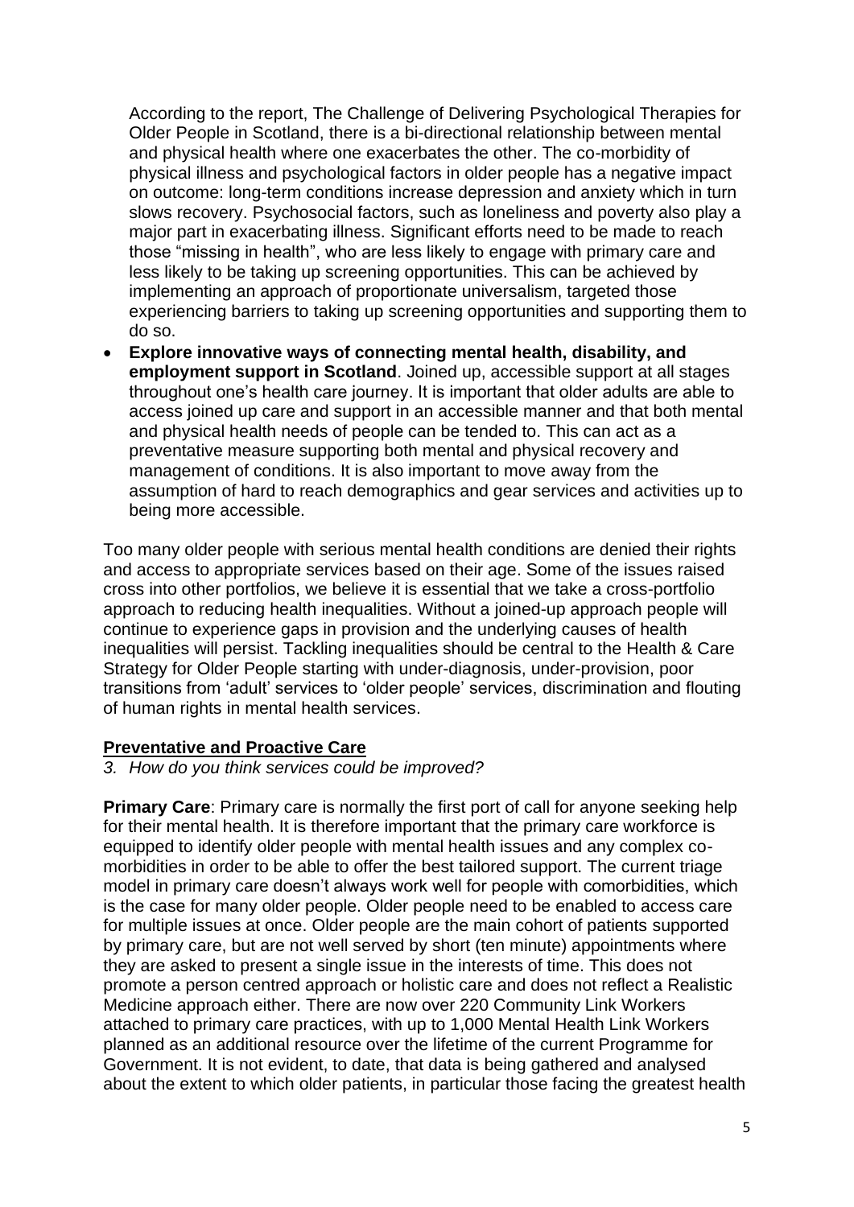According to the report, The Challenge of Delivering Psychological Therapies for Older People in Scotland, there is a bi-directional relationship between mental and physical health where one exacerbates the other. The co-morbidity of physical illness and psychological factors in older people has a negative impact on outcome: long-term conditions increase depression and anxiety which in turn slows recovery. Psychosocial factors, such as loneliness and poverty also play a major part in exacerbating illness. Significant efforts need to be made to reach those "missing in health", who are less likely to engage with primary care and less likely to be taking up screening opportunities. This can be achieved by implementing an approach of proportionate universalism, targeted those experiencing barriers to taking up screening opportunities and supporting them to do so.

- **Explore innovative ways of connecting mental health, disability, and employment support in Scotland**. Joined up, accessible support at all stages throughout one's health care journey. It is important that older adults are able to access joined up care and support in an accessible manner and that both mental and physical health needs of people can be tended to. This can act as a preventative measure supporting both mental and physical recovery and management of conditions. It is also important to move away from the assumption of hard to reach demographics and gear services and activities up to being more accessible.

Too many older people with serious mental health conditions are denied their rights and access to appropriate services based on their age. Some of the issues raised cross into other portfolios, we believe it is essential that we take a cross-portfolio approach to reducing health inequalities. Without a joined-up approach people will continue to experience gaps in provision and the underlying causes of health inequalities will persist. Tackling inequalities should be central to the Health & Care Strategy for Older People starting with under-diagnosis, under-provision, poor transitions from 'adult' services to 'older people' services, discrimination and flouting of human rights in mental health services.

## Preventative and Proactive Care

*3. How do you think services could be improved?*

**Primary Care**: Primary care is normally the first port of call for anyone seeking help for their mental health. It is therefore important that the primary care workforce is equipped to identify older people with mental health issues and any complex co-morbidities in order to be able to offer the best tailored support. The current triage model in primary care doesn't always work well for people with comorbidities, which is the case for many older people. Older people need to be enabled to access care for multiple issues at once. Older people are the main cohort of patients supported by primary care, but are not well served by short (ten minute) appointments where they are asked to present a single issue in the interests of time. This does not promote a person centred approach or holistic care and does not reflect a Realistic Medicine approach either. There are now over 220 Community Link Workers attached to primary care practices, with up to 1,000 Mental Health Link Workers planned as an additional resource over the lifetime of the current Programme for Government. It is not evident, to date, that data is being gathered and analysed about the extent to which older patients, in particular those facing the greatest health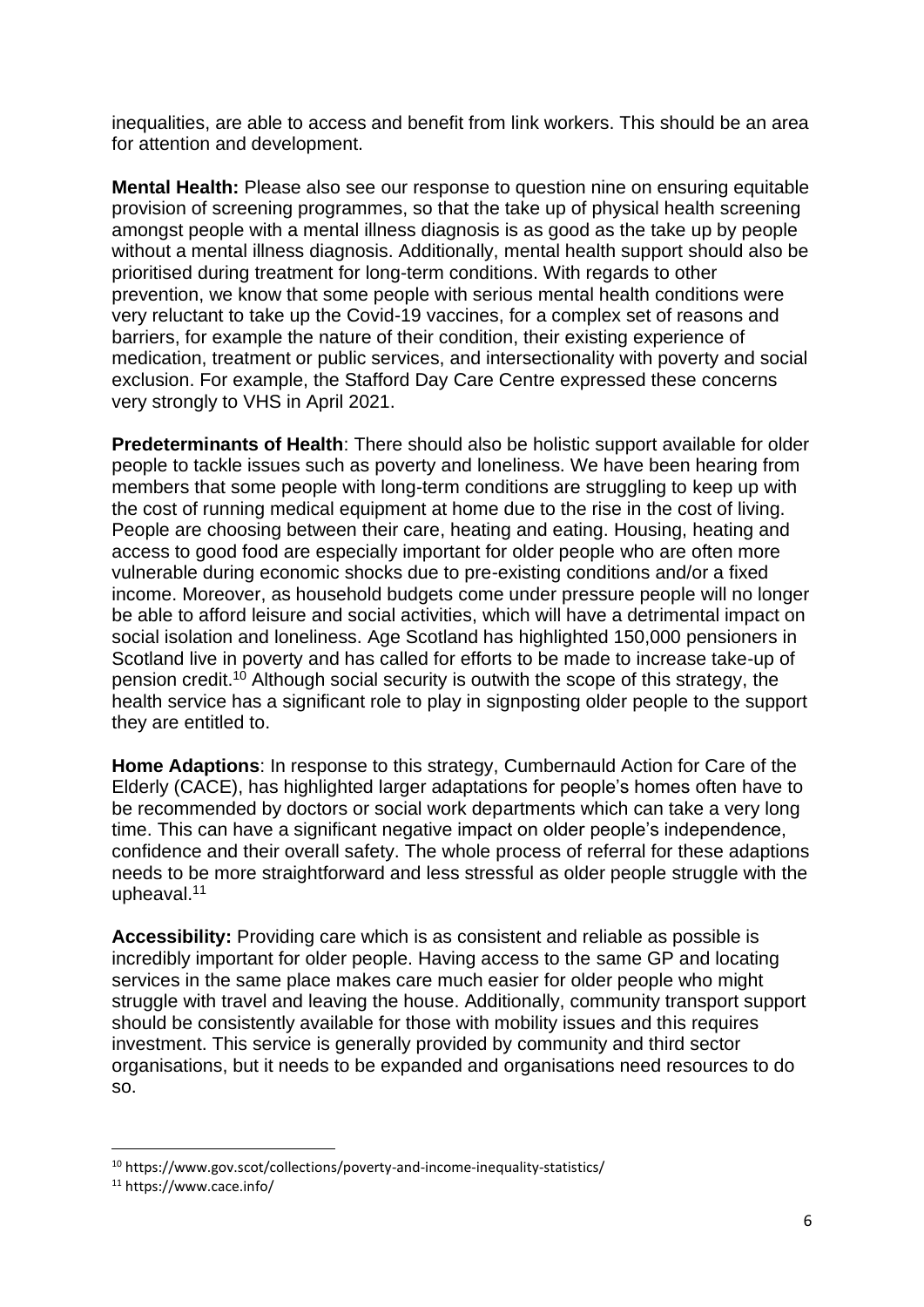inequalities, are able to access and benefit from link workers. This should be an area for attention and development.

**Mental Health:** Please also see our response to question nine on ensuring equitable provision of screening programmes, so that the take up of physical health screening amongst people with a mental illness diagnosis is as good as the take up by people without a mental illness diagnosis. Additionally, mental health support should also be prioritised during treatment for long-term conditions. With regards to other prevention, we know that some people with serious mental health conditions were very reluctant to take up the Covid-19 vaccines, for a complex set of reasons and barriers, for example the nature of their condition, their existing experience of medication, treatment or public services, and intersectionality with poverty and social exclusion. For example, the Stafford Day Care Centre expressed these concerns very strongly to VHS in April 2021.

**Predeterminants of Health**: There should also be holistic support available for older people to tackle issues such as poverty and loneliness. We have been hearing from members that some people with long-term conditions are struggling to keep up with the cost of running medical equipment at home due to the rise in the cost of living. People are choosing between their care, heating and eating. Housing, heating and access to good food are especially important for older people who are often more vulnerable during economic shocks due to pre-existing conditions and/or a fixed income. Moreover, as household budgets come under pressure people will no longer be able to afford leisure and social activities, which will have a detrimental impact on social isolation and loneliness. Age Scotland has highlighted 150,000 pensioners in Scotland live in poverty and has called for efforts to be made to increase take-up of pension credit.[10] Although social security is outwith the scope of this strategy, the health service has a significant role to play in signposting older people to the support they are entitled to.

**Home Adaptions**: In response to this strategy, Cumbernauld Action for Care of the Elderly (CACE), has highlighted larger adaptations for people's homes often have to be recommended by doctors or social work departments which can take a very long time. This can have a significant negative impact on older people's independence, confidence and their overall safety. The whole process of referral for these adaptions needs to be more straightforward and less stressful as older people struggle with the upheaval.[11]

**Accessibility:** Providing care which is as consistent and reliable as possible is incredibly important for older people. Having access to the same GP and locating services in the same place makes care much easier for older people who might struggle with travel and leaving the house. Additionally, community transport support should be consistently available for those with mobility issues and this requires investment. This service is generally provided by community and third sector organisations, but it needs to be expanded and organisations need resources to do so.

---

[10] https://www.gov.scot/collections/poverty-and-income-inequality-statistics/

[11] https://www.cace.info/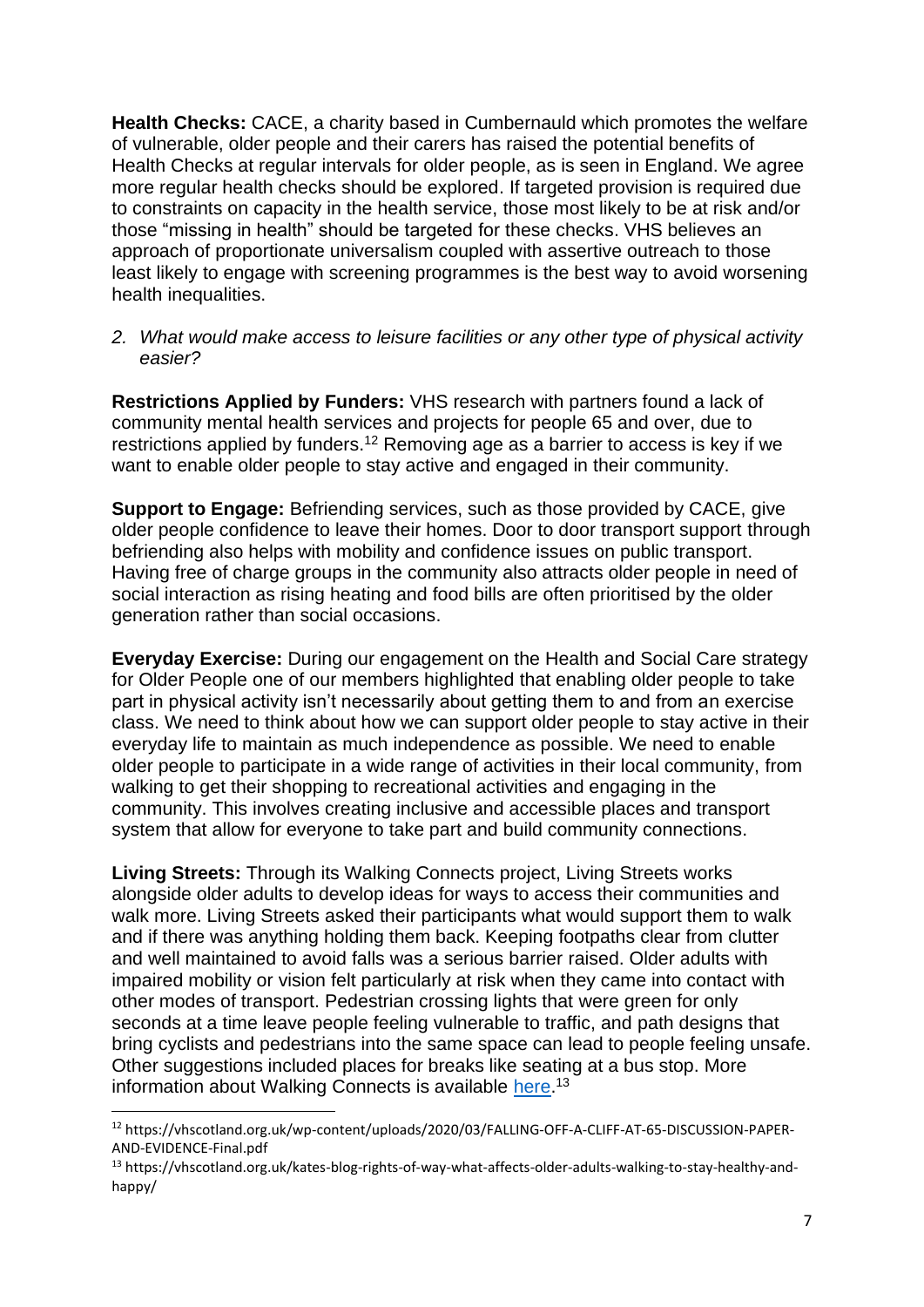**Health Checks:** CACE, a charity based in Cumbernauld which promotes the welfare of vulnerable, older people and their carers has raised the potential benefits of Health Checks at regular intervals for older people, as is seen in England. We agree more regular health checks should be explored. If targeted provision is required due to constraints on capacity in the health service, those most likely to be at risk and/or those "missing in health" should be targeted for these checks. VHS believes an approach of proportionate universalism coupled with assertive outreach to those least likely to engage with screening programmes is the best way to avoid worsening health inequalities.

2. *What would make access to leisure facilities or any other type of physical activity easier?*

**Restrictions Applied by Funders:** VHS research with partners found a lack of community mental health services and projects for people 65 and over, due to restrictions applied by funders.[12] Removing age as a barrier to access is key if we want to enable older people to stay active and engaged in their community.

**Support to Engage:** Befriending services, such as those provided by CACE, give older people confidence to leave their homes. Door to door transport support through befriending also helps with mobility and confidence issues on public transport. Having free of charge groups in the community also attracts older people in need of social interaction as rising heating and food bills are often prioritised by the older generation rather than social occasions.

**Everyday Exercise:** During our engagement on the Health and Social Care strategy for Older People one of our members highlighted that enabling older people to take part in physical activity isn't necessarily about getting them to and from an exercise class. We need to think about how we can support older people to stay active in their everyday life to maintain as much independence as possible. We need to enable older people to participate in a wide range of activities in their local community, from walking to get their shopping to recreational activities and engaging in the community. This involves creating inclusive and accessible places and transport system that allow for everyone to take part and build community connections.

**Living Streets:** Through its Walking Connects project, Living Streets works alongside older adults to develop ideas for ways to access their communities and walk more. Living Streets asked their participants what would support them to walk and if there was anything holding them back. Keeping footpaths clear from clutter and well maintained to avoid falls was a serious barrier raised. Older adults with impaired mobility or vision felt particularly at risk when they came into contact with other modes of transport. Pedestrian crossing lights that were green for only seconds at a time leave people feeling vulnerable to traffic, and path designs that bring cyclists and pedestrians into the same space can lead to people feeling unsafe. Other suggestions included places for breaks like seating at a bus stop. More information about Walking Connects is available [here](https://vhscotland.org.uk/kates-blog-rights-of-way-what-affects-older-adults-walking-to-stay-healthy-and-happy/).[13]

---

[12] https://vhscotland.org.uk/wp-content/uploads/2020/03/FALLING-OFF-A-CLIFF-AT-65-DISCUSSION-PAPER-AND-EVIDENCE-Final.pdf

[13] https://vhscotland.org.uk/kates-blog-rights-of-way-what-affects-older-adults-walking-to-stay-healthy-and-happy/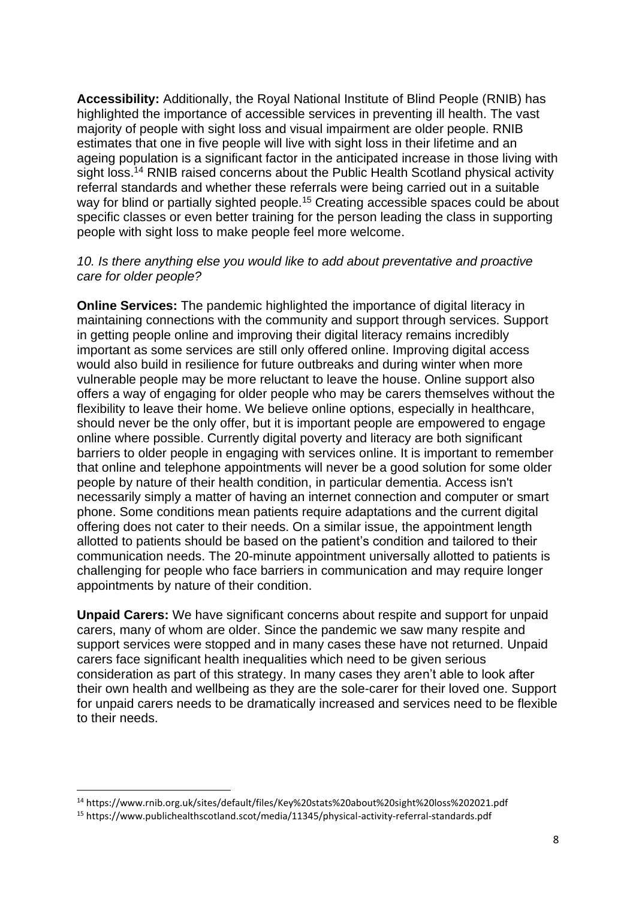**Accessibility:** Additionally, the Royal National Institute of Blind People (RNIB) has highlighted the importance of accessible services in preventing ill health. The vast majority of people with sight loss and visual impairment are older people. RNIB estimates that one in five people will live with sight loss in their lifetime and an ageing population is a significant factor in the anticipated increase in those living with sight loss.[14] RNIB raised concerns about the Public Health Scotland physical activity referral standards and whether these referrals were being carried out in a suitable way for blind or partially sighted people.[15] Creating accessible spaces could be about specific classes or even better training for the person leading the class in supporting people with sight loss to make people feel more welcome.

*10. Is there anything else you would like to add about preventative and proactive care for older people?*

**Online Services:** The pandemic highlighted the importance of digital literacy in maintaining connections with the community and support through services. Support in getting people online and improving their digital literacy remains incredibly important as some services are still only offered online. Improving digital access would also build in resilience for future outbreaks and during winter when more vulnerable people may be more reluctant to leave the house. Online support also offers a way of engaging for older people who may be carers themselves without the flexibility to leave their home. We believe online options, especially in healthcare, should never be the only offer, but it is important people are empowered to engage online where possible. Currently digital poverty and literacy are both significant barriers to older people in engaging with services online. It is important to remember that online and telephone appointments will never be a good solution for some older people by nature of their health condition, in particular dementia. Access isn't necessarily simply a matter of having an internet connection and computer or smart phone. Some conditions mean patients require adaptations and the current digital offering does not cater to their needs. On a similar issue, the appointment length allotted to patients should be based on the patient's condition and tailored to their communication needs. The 20-minute appointment universally allotted to patients is challenging for people who face barriers in communication and may require longer appointments by nature of their condition.

**Unpaid Carers:** We have significant concerns about respite and support for unpaid carers, many of whom are older. Since the pandemic we saw many respite and support services were stopped and in many cases these have not returned. Unpaid carers face significant health inequalities which need to be given serious consideration as part of this strategy. In many cases they aren't able to look after their own health and wellbeing as they are the sole-carer for their loved one. Support for unpaid carers needs to be dramatically increased and services need to be flexible to their needs.

---

[14] https://www.rnib.org.uk/sites/default/files/Key%20stats%20about%20sight%20loss%202021.pdf

[15] https://www.publichealthscotland.scot/media/11345/physical-activity-referral-standards.pdf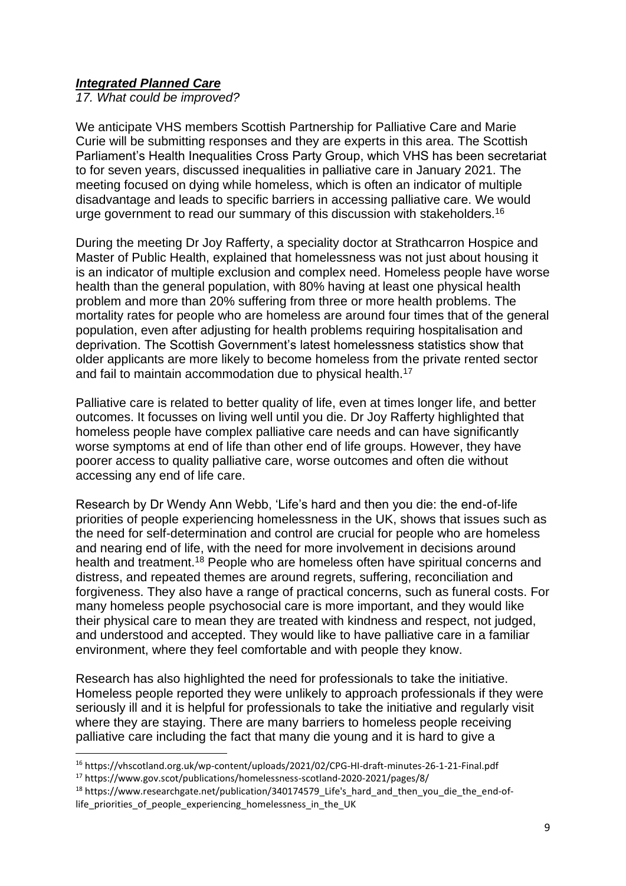***Integrated Planned Care***

*17. What could be improved?*

We anticipate VHS members Scottish Partnership for Palliative Care and Marie Curie will be submitting responses and they are experts in this area. The Scottish Parliament's Health Inequalities Cross Party Group, which VHS has been secretariat to for seven years, discussed inequalities in palliative care in January 2021. The meeting focused on dying while homeless, which is often an indicator of multiple disadvantage and leads to specific barriers in accessing palliative care. We would urge government to read our summary of this discussion with stakeholders.[16]

During the meeting Dr Joy Rafferty, a speciality doctor at Strathcarron Hospice and Master of Public Health, explained that homelessness was not just about housing it is an indicator of multiple exclusion and complex need. Homeless people have worse health than the general population, with 80% having at least one physical health problem and more than 20% suffering from three or more health problems. The mortality rates for people who are homeless are around four times that of the general population, even after adjusting for health problems requiring hospitalisation and deprivation. The Scottish Government's latest homelessness statistics show that older applicants are more likely to become homeless from the private rented sector and fail to maintain accommodation due to physical health.[17]

Palliative care is related to better quality of life, even at times longer life, and better outcomes. It focusses on living well until you die. Dr Joy Rafferty highlighted that homeless people have complex palliative care needs and can have significantly worse symptoms at end of life than other end of life groups. However, they have poorer access to quality palliative care, worse outcomes and often die without accessing any end of life care.

Research by Dr Wendy Ann Webb, 'Life's hard and then you die: the end-of-life priorities of people experiencing homelessness in the UK, shows that issues such as the need for self-determination and control are crucial for people who are homeless and nearing end of life, with the need for more involvement in decisions around health and treatment.[18] People who are homeless often have spiritual concerns and distress, and repeated themes are around regrets, suffering, reconciliation and forgiveness. They also have a range of practical concerns, such as funeral costs. For many homeless people psychosocial care is more important, and they would like their physical care to mean they are treated with kindness and respect, not judged, and understood and accepted. They would like to have palliative care in a familiar environment, where they feel comfortable and with people they know.

Research has also highlighted the need for professionals to take the initiative. Homeless people reported they were unlikely to approach professionals if they were seriously ill and it is helpful for professionals to take the initiative and regularly visit where they are staying. There are many barriers to homeless people receiving palliative care including the fact that many die young and it is hard to give a

---

[16] https://vhscotland.org.uk/wp-content/uploads/2021/02/CPG-HI-draft-minutes-26-1-21-Final.pdf

[17] https://www.gov.scot/publications/homelessness-scotland-2020-2021/pages/8/

[18] https://www.researchgate.net/publication/340174579_Life's_hard_and_then_you_die_the_end-of-life_priorities_of_people_experiencing_homelessness_in_the_UK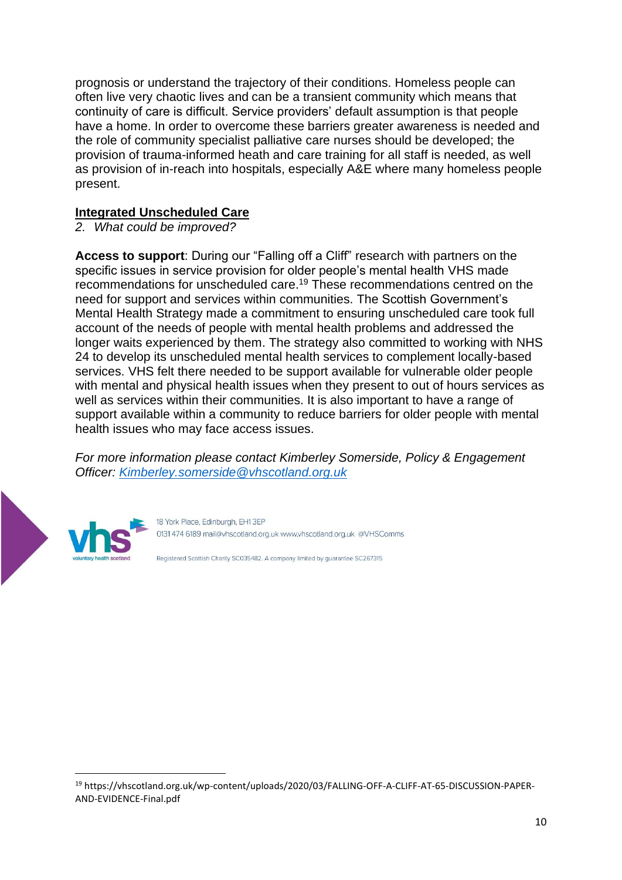prognosis or understand the trajectory of their conditions. Homeless people can often live very chaotic lives and can be a transient community which means that continuity of care is difficult. Service providers' default assumption is that people have a home. In order to overcome these barriers greater awareness is needed and the role of community specialist palliative care nurses should be developed; the provision of trauma-informed heath and care training for all staff is needed, as well as provision of in-reach into hospitals, especially A&E where many homeless people present.

**Integrated Unscheduled Care**

*2. What could be improved?*

**Access to support**: During our "Falling off a Cliff" research with partners on the specific issues in service provision for older people's mental health VHS made recommendations for unscheduled care.[19] These recommendations centred on the need for support and services within communities. The Scottish Government's Mental Health Strategy made a commitment to ensuring unscheduled care took full account of the needs of people with mental health problems and addressed the longer waits experienced by them. The strategy also committed to working with NHS 24 to develop its unscheduled mental health services to complement locally-based services. VHS felt there needed to be support available for vulnerable older people with mental and physical health issues when they present to out of hours services as well as services within their communities. It is also important to have a range of support available within a community to reduce barriers for older people with mental health issues who may face access issues.

*For more information please contact Kimberley Somerside, Policy & Engagement Officer: Kimberley.somerside@vhscotland.org.uk*

vhs voluntary health scotland

18 York Place, Edinburgh, EH1 3EP
0131 474 6189 mail@vhscotland.org.uk www.vhscotland.org.uk @VHSComms

Registered Scottish Charity SC035482. A company limited by guarantee SC267315

---

[19] https://vhscotland.org.uk/wp-content/uploads/2020/03/FALLING-OFF-A-CLIFF-AT-65-DISCUSSION-PAPER-AND-EVIDENCE-Final.pdf